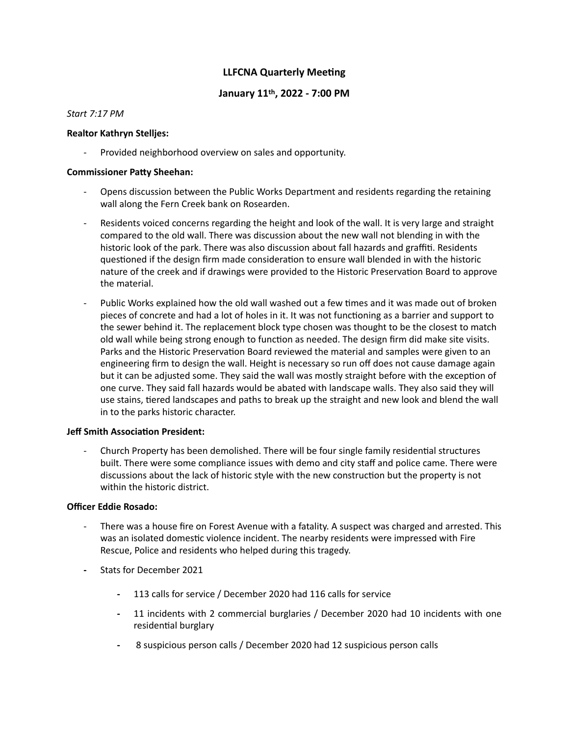# LLFCNA Quarterly Meeting

## January 11th, 2022 - 7:00 PM

*Start 7:17 PM*

**Realtor Kathryn Stelljes:**

- Provided neighborhood overview on sales and opportunity.

**Commissioner Patty Sheehan:**

- Opens discussion between the Public Works Department and residents regarding the retaining wall along the Fern Creek bank on Rosearden.
- Residents voiced concerns regarding the height and look of the wall. It is very large and straight compared to the old wall. There was discussion about the new wall not blending in with the historic look of the park. There was also discussion about fall hazards and graffiti. Residents questioned if the design firm made consideration to ensure wall blended in with the historic nature of the creek and if drawings were provided to the Historic Preservation Board to approve the material.
- Public Works explained how the old wall washed out a few times and it was made out of broken pieces of concrete and had a lot of holes in it. It was not functioning as a barrier and support to the sewer behind it. The replacement block type chosen was thought to be the closest to match old wall while being strong enough to function as needed. The design firm did make site visits. Parks and the Historic Preservation Board reviewed the material and samples were given to an engineering firm to design the wall. Height is necessary so run off does not cause damage again but it can be adjusted some. They said the wall was mostly straight before with the exception of one curve. They said fall hazards would be abated with landscape walls. They also said they will use stains, tiered landscapes and paths to break up the straight and new look and blend the wall in to the parks historic character.

**Jeff Smith Association President:**

- Church Property has been demolished. There will be four single family residential structures built. There were some compliance issues with demo and city staff and police came. There were discussions about the lack of historic style with the new construction but the property is not within the historic district.

**Officer Eddie Rosado:**

- There was a house fire on Forest Avenue with a fatality. A suspect was charged and arrested. This was an isolated domestic violence incident. The nearby residents were impressed with Fire Rescue, Police and residents who helped during this tragedy.
- Stats for December 2021
  - 113 calls for service / December 2020 had 116 calls for service
  - 11 incidents with 2 commercial burglaries / December 2020 had 10 incidents with one residential burglary
  - 8 suspicious person calls / December 2020 had 12 suspicious person calls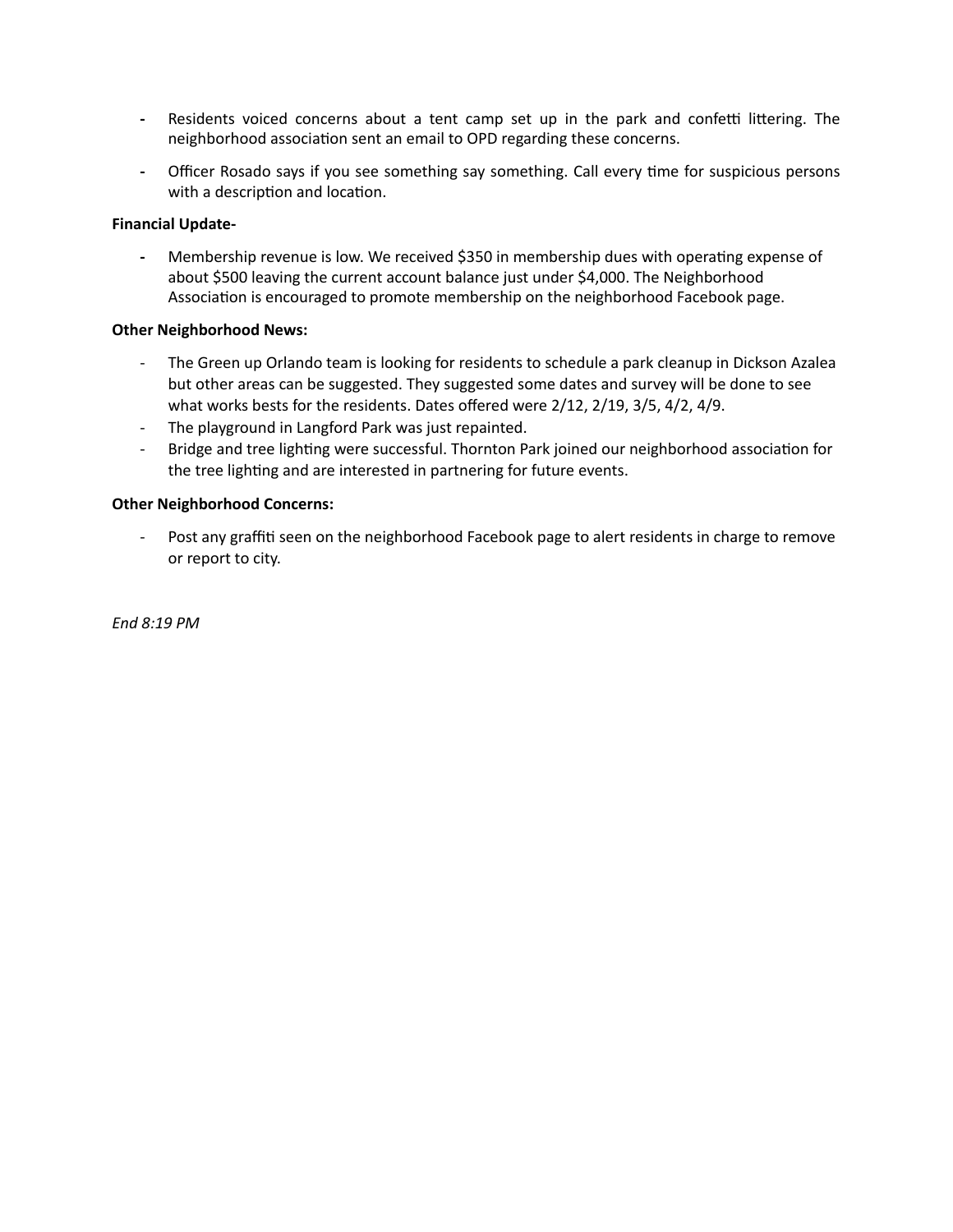- Residents voiced concerns about a tent camp set up in the park and confetti littering. The neighborhood association sent an email to OPD regarding these concerns.
- Officer Rosado says if you see something say something. Call every time for suspicious persons with a description and location.

**Financial Update-**

- Membership revenue is low. We received $350 in membership dues with operating expense of about $500 leaving the current account balance just under $4,000. The Neighborhood Association is encouraged to promote membership on the neighborhood Facebook page.

**Other Neighborhood News:**

- The Green up Orlando team is looking for residents to schedule a park cleanup in Dickson Azalea but other areas can be suggested. They suggested some dates and survey will be done to see what works bests for the residents. Dates offered were 2/12, 2/19, 3/5, 4/2, 4/9.
- The playground in Langford Park was just repainted.
- Bridge and tree lighting were successful. Thornton Park joined our neighborhood association for the tree lighting and are interested in partnering for future events.

**Other Neighborhood Concerns:**

- Post any graffiti seen on the neighborhood Facebook page to alert residents in charge to remove or report to city.

*End 8:19 PM*